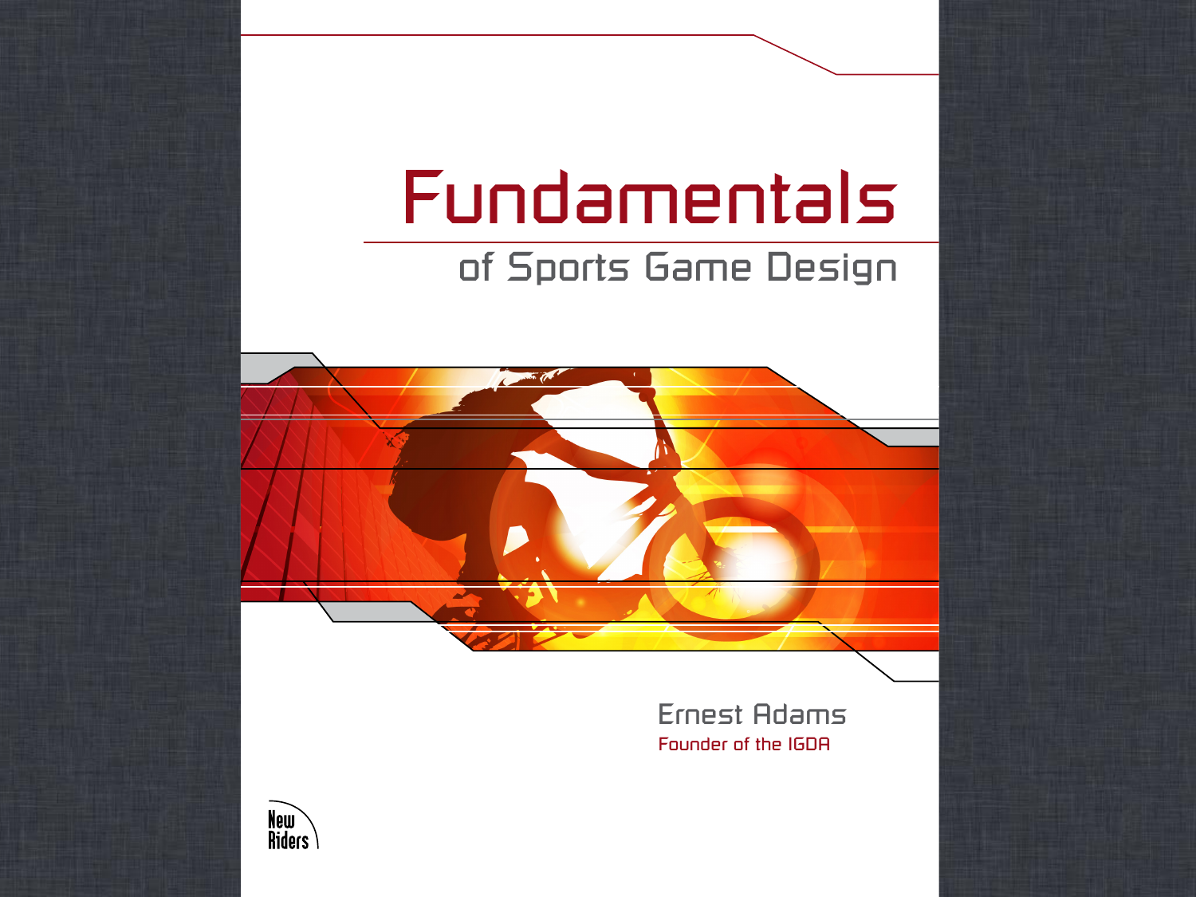# Fundamentals

## of Sports Game Design

Ernest Adams

Founder of the IGDA

New Riders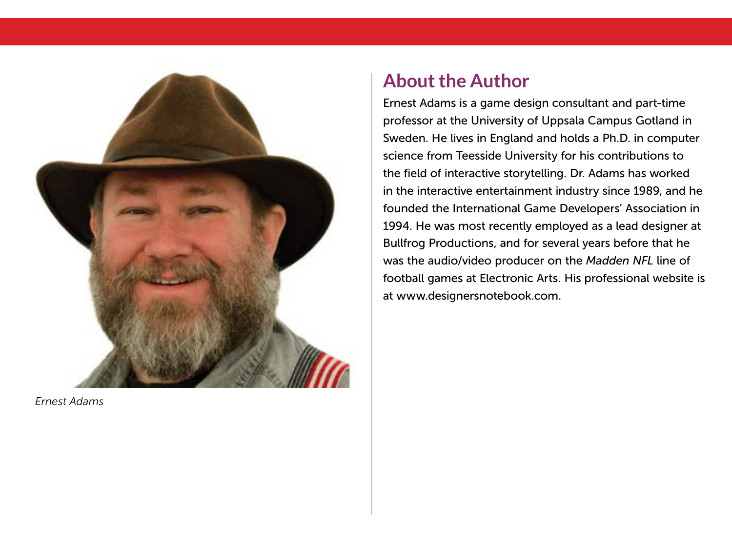*Ernest Adams*

## About the Author

Ernest Adams is a game design consultant and part-time professor at the University of Uppsala Campus Gotland in Sweden. He lives in England and holds a Ph.D. in computer science from Teesside University for his contributions to the field of interactive storytelling. Dr. Adams has worked in the interactive entertainment industry since 1989, and he founded the International Game Developers' Association in 1994. He was most recently employed as a lead designer at Bullfrog Productions, and for several years before that he was the audio/video producer on the *Madden NFL* line of football games at Electronic Arts. His professional website is at www.designersnotebook.com.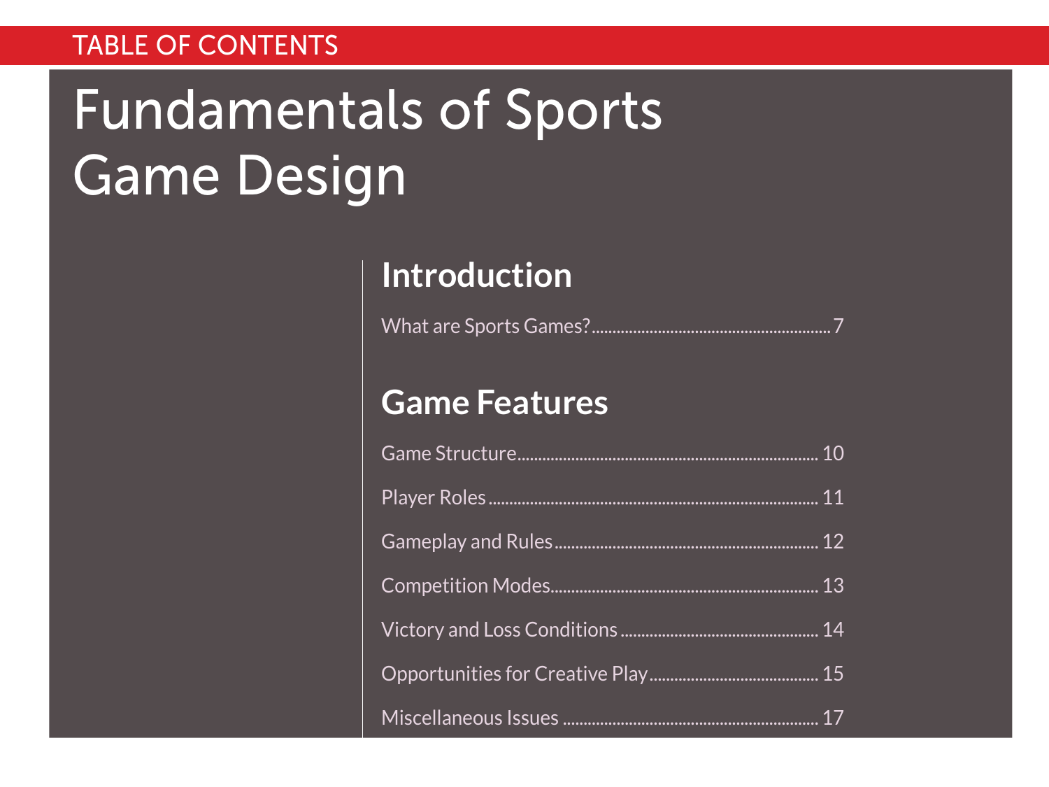TABLE OF CONTENTS

# Fundamentals of Sports Game Design

## Introduction

What are Sports Games? .......... 7

## Game Features

Game Structure .......... 10

Player Roles .......... 11

Gameplay and Rules .......... 12

Competition Modes .......... 13

Victory and Loss Conditions .......... 14

Opportunities for Creative Play .......... 15

Miscellaneous Issues .......... 17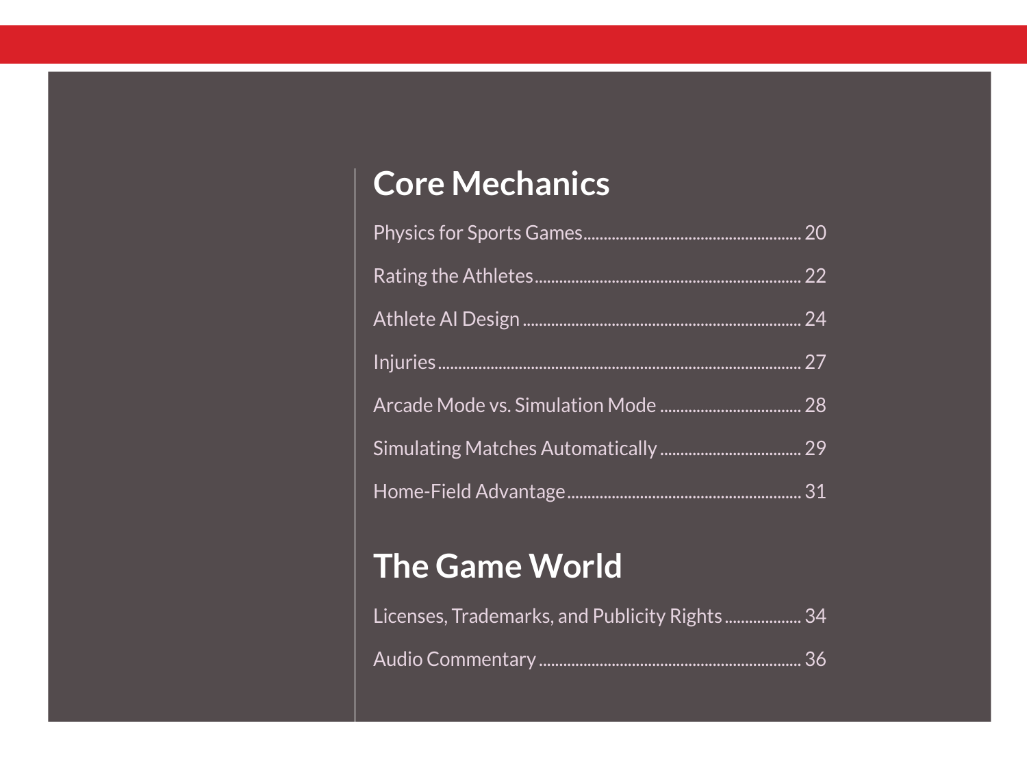## Core Mechanics

Physics for Sports Games ........................................ 20

Rating the Athletes ........................................ 22

Athlete AI Design ........................................ 24

Injuries ........................................ 27

Arcade Mode vs. Simulation Mode ........................................ 28

Simulating Matches Automatically ........................................ 29

Home-Field Advantage ........................................ 31

## The Game World

Licenses, Trademarks, and Publicity Rights ........................................ 34

Audio Commentary ........................................ 36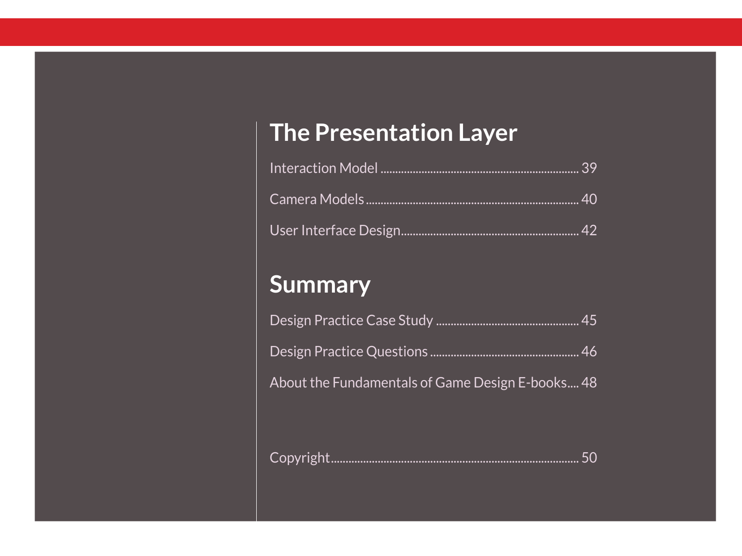## The Presentation Layer

Interaction Model .......... 39

Camera Models .......... 40

User Interface Design .......... 42

## Summary

Design Practice Case Study .......... 45

Design Practice Questions .......... 46

About the Fundamentals of Game Design E-books .......... 48

Copyright .......... 50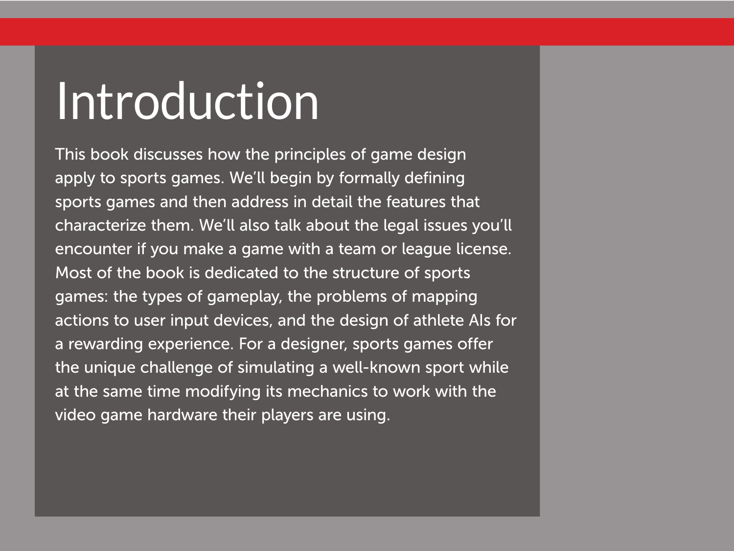# Introduction

This book discusses how the principles of game design apply to sports games. We'll begin by formally defining sports games and then address in detail the features that characterize them. We'll also talk about the legal issues you'll encounter if you make a game with a team or league license. Most of the book is dedicated to the structure of sports games: the types of gameplay, the problems of mapping actions to user input devices, and the design of athlete AIs for a rewarding experience. For a designer, sports games offer the unique challenge of simulating a well-known sport while at the same time modifying its mechanics to work with the video game hardware their players are using.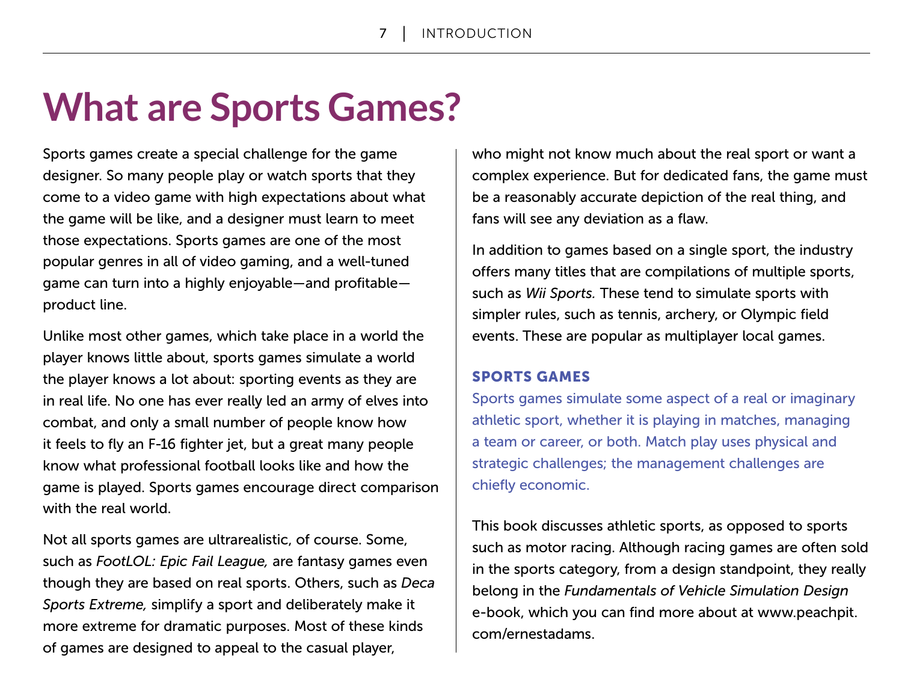# What are Sports Games?

Sports games create a special challenge for the game designer. So many people play or watch sports that they come to a video game with high expectations about what the game will be like, and a designer must learn to meet those expectations. Sports games are one of the most popular genres in all of video gaming, and a well-tuned game can turn into a highly enjoyable—and profitable—product line.

Unlike most other games, which take place in a world the player knows little about, sports games simulate a world the player knows a lot about: sporting events as they are in real life. No one has ever really led an army of elves into combat, and only a small number of people know how it feels to fly an F-16 fighter jet, but a great many people know what professional football looks like and how the game is played. Sports games encourage direct comparison with the real world.

Not all sports games are ultrarealistic, of course. Some, such as *FootLOL: Epic Fail League,* are fantasy games even though they are based on real sports. Others, such as *Deca Sports Extreme,* simplify a sport and deliberately make it more extreme for dramatic purposes. Most of these kinds of games are designed to appeal to the casual player, who might not know much about the real sport or want a complex experience. But for dedicated fans, the game must be a reasonably accurate depiction of the real thing, and fans will see any deviation as a flaw.

In addition to games based on a single sport, the industry offers many titles that are compilations of multiple sports, such as *Wii Sports.* These tend to simulate sports with simpler rules, such as tennis, archery, or Olympic field events. These are popular as multiplayer local games.

**SPORTS GAMES**

Sports games simulate some aspect of a real or imaginary athletic sport, whether it is playing in matches, managing a team or career, or both. Match play uses physical and strategic challenges; the management challenges are chiefly economic.

This book discusses athletic sports, as opposed to sports such as motor racing. Although racing games are often sold in the sports category, from a design standpoint, they really belong in the *Fundamentals of Vehicle Simulation Design* e-book, which you can find more about at www.peachpit.com/ernestadams.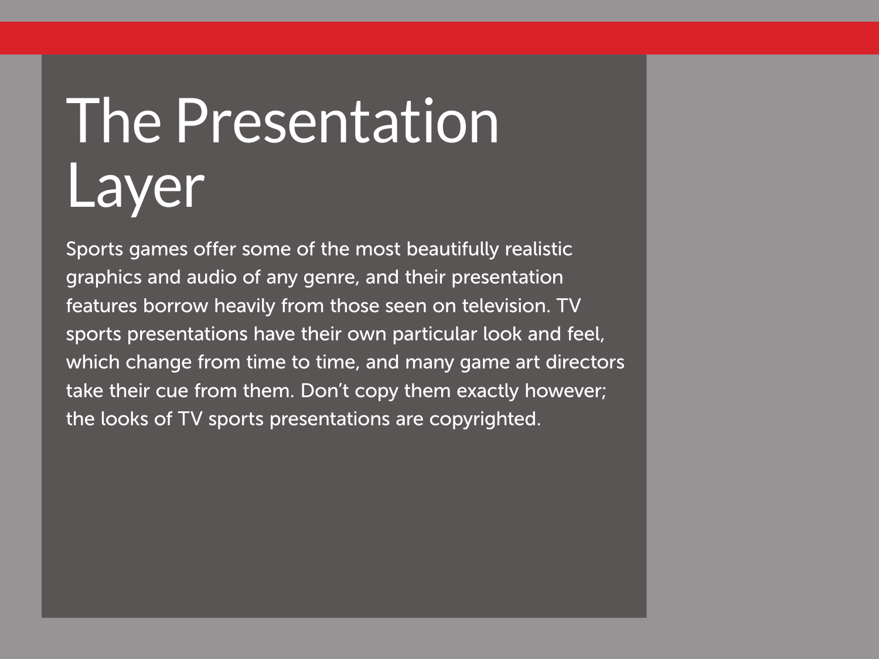# The Presentation Layer

Sports games offer some of the most beautifully realistic graphics and audio of any genre, and their presentation features borrow heavily from those seen on television. TV sports presentations have their own particular look and feel, which change from time to time, and many game art directors take their cue from them. Don't copy them exactly however; the looks of TV sports presentations are copyrighted.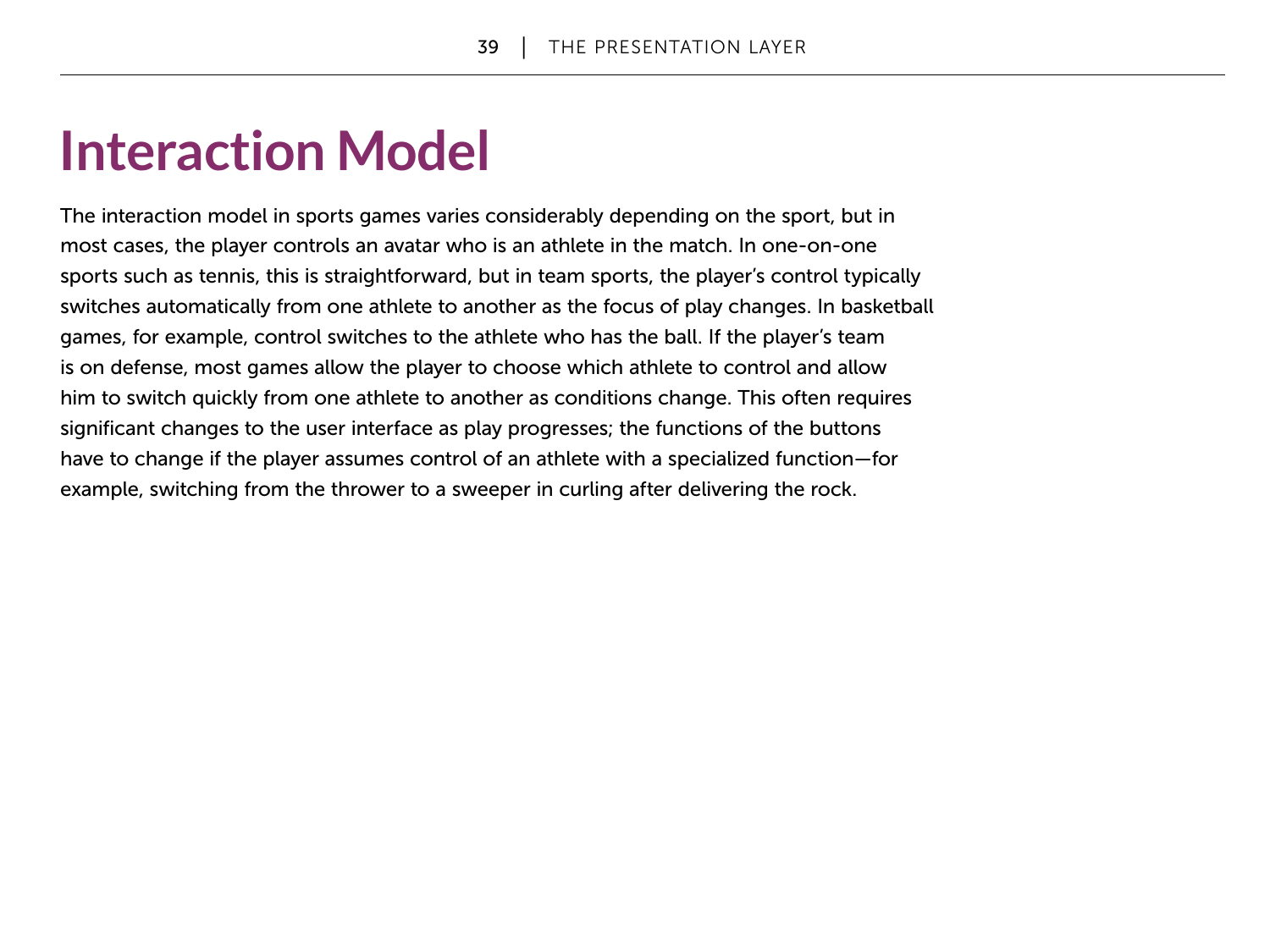# Interaction Model

The interaction model in sports games varies considerably depending on the sport, but in most cases, the player controls an avatar who is an athlete in the match. In one-on-one sports such as tennis, this is straightforward, but in team sports, the player's control typically switches automatically from one athlete to another as the focus of play changes. In basketball games, for example, control switches to the athlete who has the ball. If the player's team is on defense, most games allow the player to choose which athlete to control and allow him to switch quickly from one athlete to another as conditions change. This often requires significant changes to the user interface as play progresses; the functions of the buttons have to change if the player assumes control of an athlete with a specialized function—for example, switching from the thrower to a sweeper in curling after delivering the rock.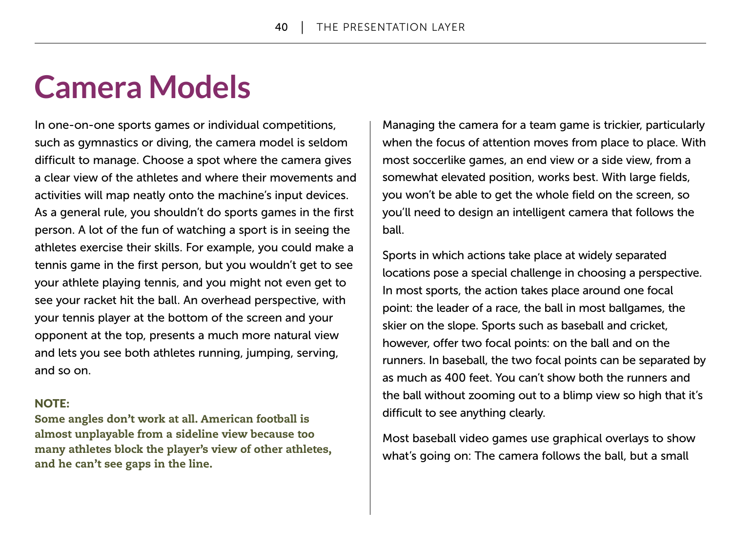# Camera Models

In one-on-one sports games or individual competitions, such as gymnastics or diving, the camera model is seldom difficult to manage. Choose a spot where the camera gives a clear view of the athletes and where their movements and activities will map neatly onto the machine's input devices. As a general rule, you shouldn't do sports games in the first person. A lot of the fun of watching a sport is in seeing the athletes exercise their skills. For example, you could make a tennis game in the first person, but you wouldn't get to see your athlete playing tennis, and you might not even get to see your racket hit the ball. An overhead perspective, with your tennis player at the bottom of the screen and your opponent at the top, presents a much more natural view and lets you see both athletes running, jumping, serving, and so on.

**NOTE:**

**Some angles don't work at all. American football is almost unplayable from a sideline view because too many athletes block the player's view of other athletes, and he can't see gaps in the line.**

Managing the camera for a team game is trickier, particularly when the focus of attention moves from place to place. With most soccerlike games, an end view or a side view, from a somewhat elevated position, works best. With large fields, you won't be able to get the whole field on the screen, so you'll need to design an intelligent camera that follows the ball.

Sports in which actions take place at widely separated locations pose a special challenge in choosing a perspective. In most sports, the action takes place around one focal point: the leader of a race, the ball in most ballgames, the skier on the slope. Sports such as baseball and cricket, however, offer two focal points: on the ball and on the runners. In baseball, the two focal points can be separated by as much as 400 feet. You can't show both the runners and the ball without zooming out to a blimp view so high that it's difficult to see anything clearly.

Most baseball video games use graphical overlays to show what's going on: The camera follows the ball, but a small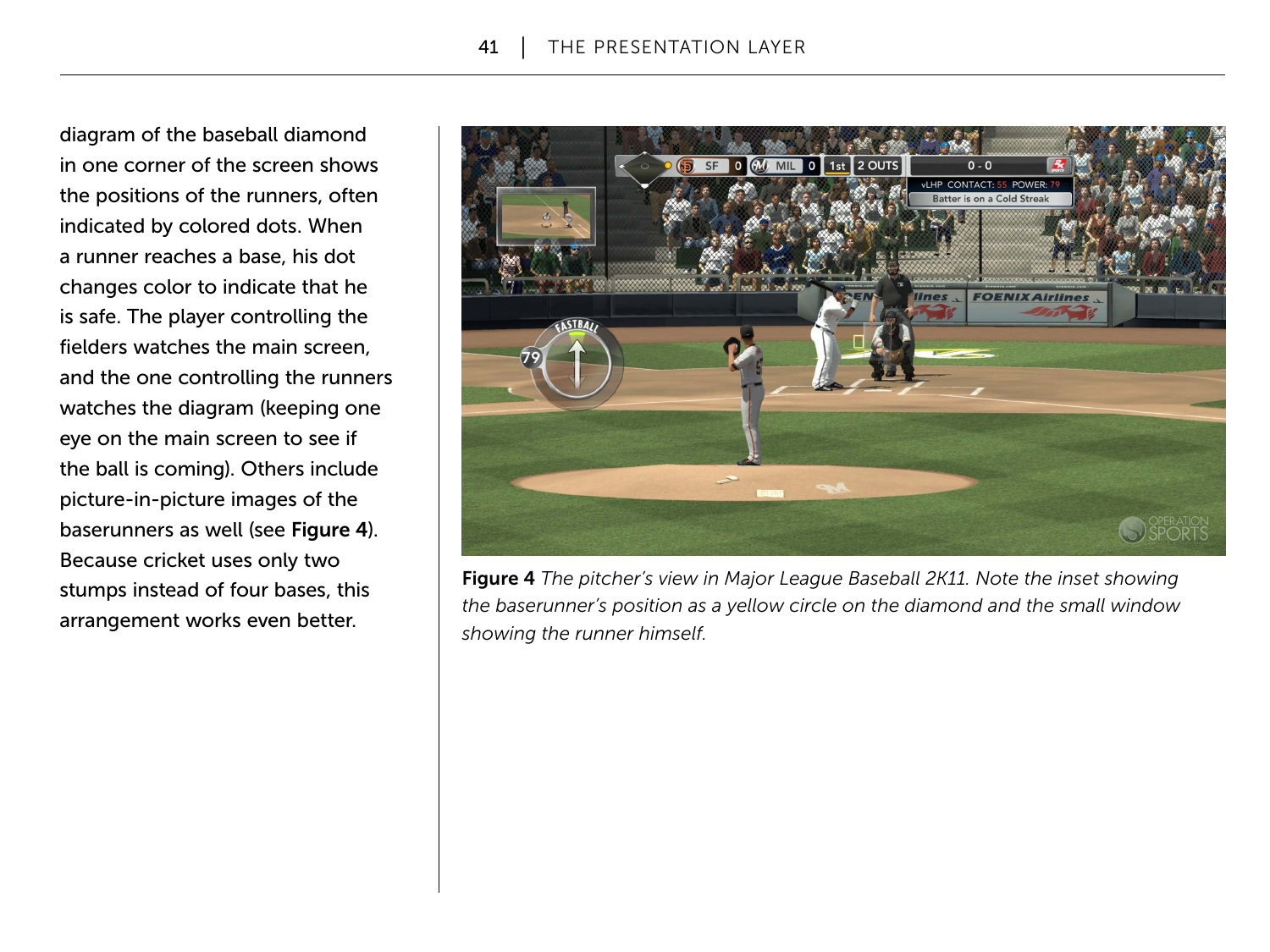diagram of the baseball diamond in one corner of the screen shows the positions of the runners, often indicated by colored dots. When a runner reaches a base, his dot changes color to indicate that he is safe. The player controlling the fielders watches the main screen, and the one controlling the runners watches the diagram (keeping one eye on the main screen to see if the ball is coming). Others include picture-in-picture images of the baserunners as well (see **Figure 4**). Because cricket uses only two stumps instead of four bases, this arrangement works even better.

**Figure 4** *The pitcher's view in Major League Baseball 2K11. Note the inset showing the baserunner's position as a yellow circle on the diamond and the small window showing the runner himself.*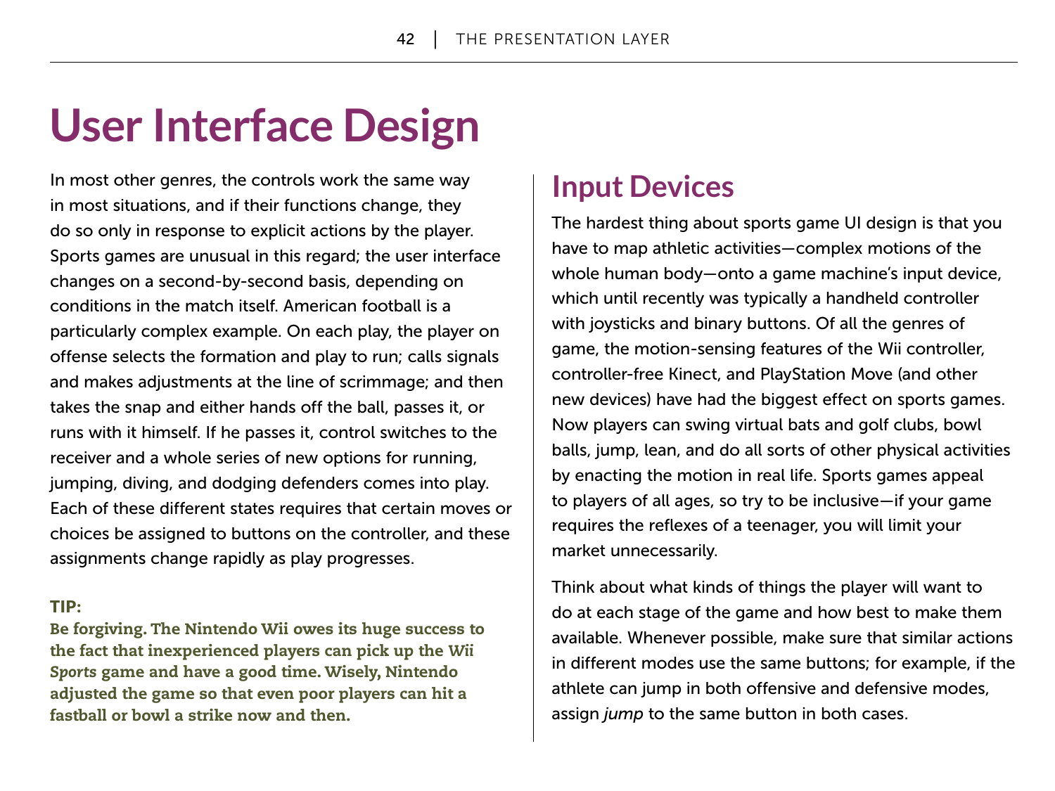# User Interface Design

In most other genres, the controls work the same way in most situations, and if their functions change, they do so only in response to explicit actions by the player. Sports games are unusual in this regard; the user interface changes on a second-by-second basis, depending on conditions in the match itself. American football is a particularly complex example. On each play, the player on offense selects the formation and play to run; calls signals and makes adjustments at the line of scrimmage; and then takes the snap and either hands off the ball, passes it, or runs with it himself. If he passes it, control switches to the receiver and a whole series of new options for running, jumping, diving, and dodging defenders comes into play. Each of these different states requires that certain moves or choices be assigned to buttons on the controller, and these assignments change rapidly as play progresses.

**TIP:**
**Be forgiving. The Nintendo Wii owes its huge success to the fact that inexperienced players can pick up the *Wii Sports* game and have a good time. Wisely, Nintendo adjusted the game so that even poor players can hit a fastball or bowl a strike now and then.**

## Input Devices

The hardest thing about sports game UI design is that you have to map athletic activities—complex motions of the whole human body—onto a game machine's input device, which until recently was typically a handheld controller with joysticks and binary buttons. Of all the genres of game, the motion-sensing features of the Wii controller, controller-free Kinect, and PlayStation Move (and other new devices) have had the biggest effect on sports games. Now players can swing virtual bats and golf clubs, bowl balls, jump, lean, and do all sorts of other physical activities by enacting the motion in real life. Sports games appeal to players of all ages, so try to be inclusive—if your game requires the reflexes of a teenager, you will limit your market unnecessarily.

Think about what kinds of things the player will want to do at each stage of the game and how best to make them available. Whenever possible, make sure that similar actions in different modes use the same buttons; for example, if the athlete can jump in both offensive and defensive modes, assign *jump* to the same button in both cases.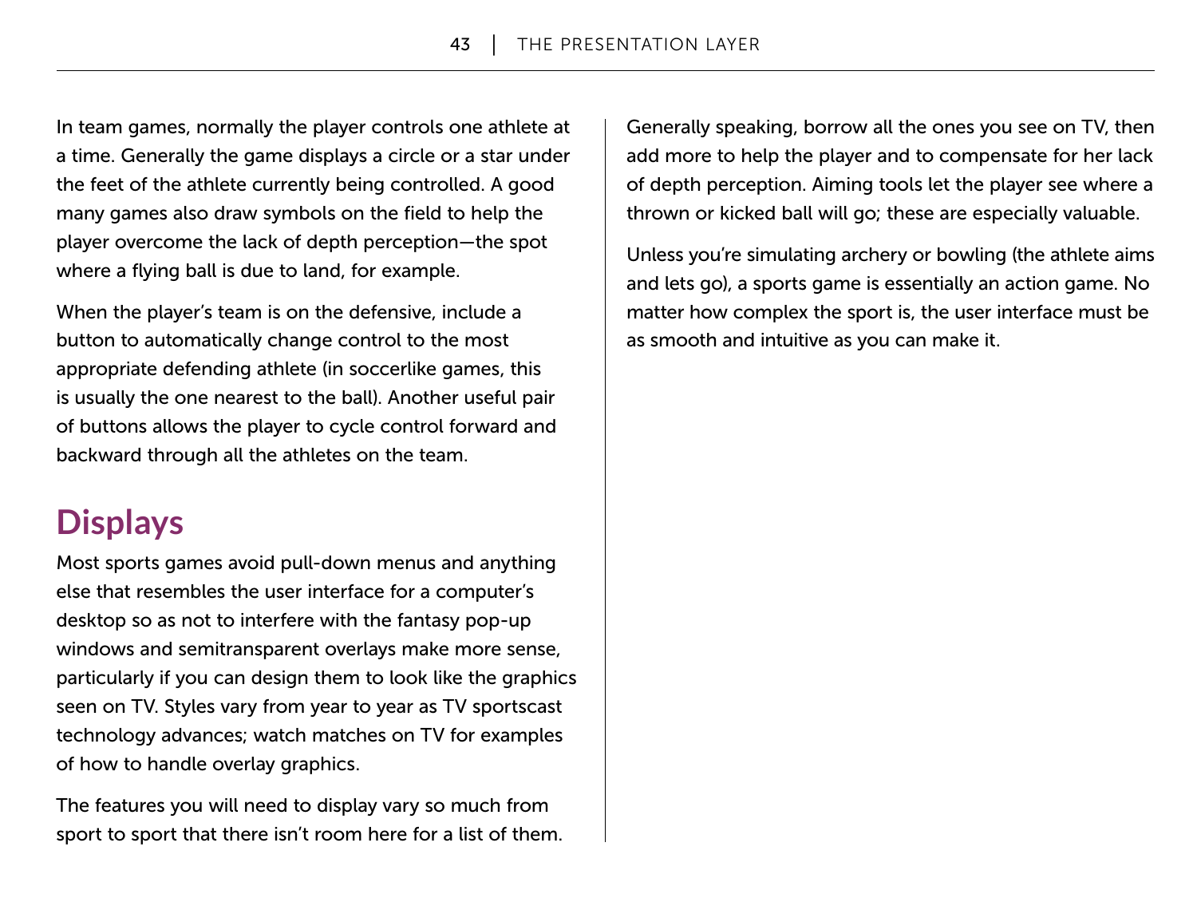In team games, normally the player controls one athlete at a time. Generally the game displays a circle or a star under the feet of the athlete currently being controlled. A good many games also draw symbols on the field to help the player overcome the lack of depth perception—the spot where a flying ball is due to land, for example.

When the player's team is on the defensive, include a button to automatically change control to the most appropriate defending athlete (in soccerlike games, this is usually the one nearest to the ball). Another useful pair of buttons allows the player to cycle control forward and backward through all the athletes on the team.

## Displays

Most sports games avoid pull-down menus and anything else that resembles the user interface for a computer's desktop so as not to interfere with the fantasy pop-up windows and semitransparent overlays make more sense, particularly if you can design them to look like the graphics seen on TV. Styles vary from year to year as TV sportscast technology advances; watch matches on TV for examples of how to handle overlay graphics.

The features you will need to display vary so much from sport to sport that there isn't room here for a list of them. Generally speaking, borrow all the ones you see on TV, then add more to help the player and to compensate for her lack of depth perception. Aiming tools let the player see where a thrown or kicked ball will go; these are especially valuable.

Unless you're simulating archery or bowling (the athlete aims and lets go), a sports game is essentially an action game. No matter how complex the sport is, the user interface must be as smooth and intuitive as you can make it.